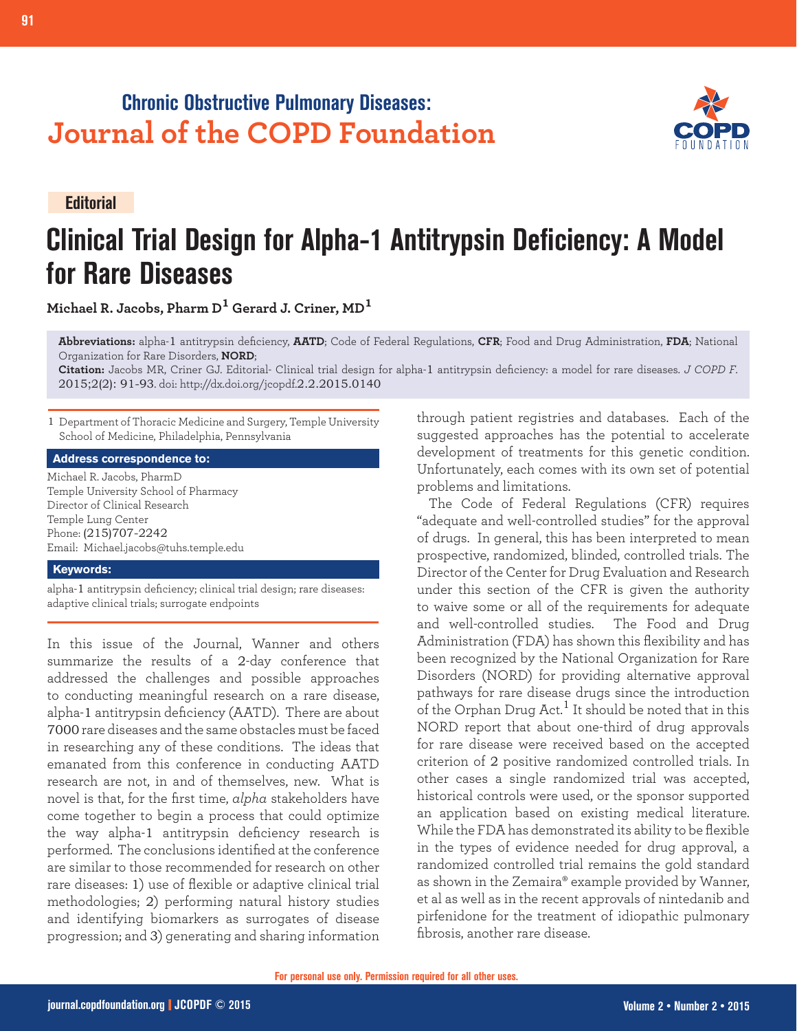Chronic Obstructive Pulmonary Diseases:
**Journal of the COPD Foundation**

**Editorial**

# Clinical Trial Design for Alpha-1 Antitrypsin Deficiency: A Model for Rare Diseases

**Michael R. Jacobs, Pharm D[1] Gerard J. Criner, MD[1]**

**Abbreviations:** alpha-1 antitrypsin deficiency, **AATD**; Code of Federal Regulations, **CFR**; Food and Drug Administration, **FDA**; National Organization for Rare Disorders, **NORD**;

**Citation:** Jacobs MR, Criner GJ. Editorial- Clinical trial design for alpha-1 antitrypsin deficiency: a model for rare diseases. *J COPD F.* 2015;2(2): 91-93. doi: http://dx.doi.org/jcopdf.2.2.2015.0140

1 Department of Thoracic Medicine and Surgery, Temple University School of Medicine, Philadelphia, Pennsylvania

**Address correspondence to:**

Michael R. Jacobs, PharmD
Temple University School of Pharmacy
Director of Clinical Research
Temple Lung Center
Phone: (215)707-2242
Email: Michael.jacobs@tuhs.temple.edu

**Keywords:**

alpha-1 antitrypsin deficiency; clinical trial design; rare diseases: adaptive clinical trials; surrogate endpoints

In this issue of the Journal, Wanner and others summarize the results of a 2-day conference that addressed the challenges and possible approaches to conducting meaningful research on a rare disease, alpha-1 antitrypsin deficiency (AATD). There are about 7000 rare diseases and the same obstacles must be faced in researching any of these conditions. The ideas that emanated from this conference in conducting AATD research are not, in and of themselves, new. What is novel is that, for the first time, *alpha* stakeholders have come together to begin a process that could optimize the way alpha-1 antitrypsin deficiency research is performed. The conclusions identified at the conference are similar to those recommended for research on other rare diseases: 1) use of flexible or adaptive clinical trial methodologies; 2) performing natural history studies and identifying biomarkers as surrogates of disease progression; and 3) generating and sharing information through patient registries and databases. Each of the suggested approaches has the potential to accelerate development of treatments for this genetic condition. Unfortunately, each comes with its own set of potential problems and limitations.

The Code of Federal Regulations (CFR) requires "adequate and well-controlled studies" for the approval of drugs. In general, this has been interpreted to mean prospective, randomized, blinded, controlled trials. The Director of the Center for Drug Evaluation and Research under this section of the CFR is given the authority to waive some or all of the requirements for adequate and well-controlled studies. The Food and Drug Administration (FDA) has shown this flexibility and has been recognized by the National Organization for Rare Disorders (NORD) for providing alternative approval pathways for rare disease drugs since the introduction of the Orphan Drug Act.[1] It should be noted that in this NORD report that about one-third of drug approvals for rare disease were received based on the accepted criterion of 2 positive randomized controlled trials. In other cases a single randomized trial was accepted, historical controls were used, or the sponsor supported an application based on existing medical literature. While the FDA has demonstrated its ability to be flexible in the types of evidence needed for drug approval, a randomized controlled trial remains the gold standard as shown in the Zemaira® example provided by Wanner, et al as well as in the recent approvals of nintedanib and pirfenidone for the treatment of idiopathic pulmonary fibrosis, another rare disease.

For personal use only. Permission required for all other uses.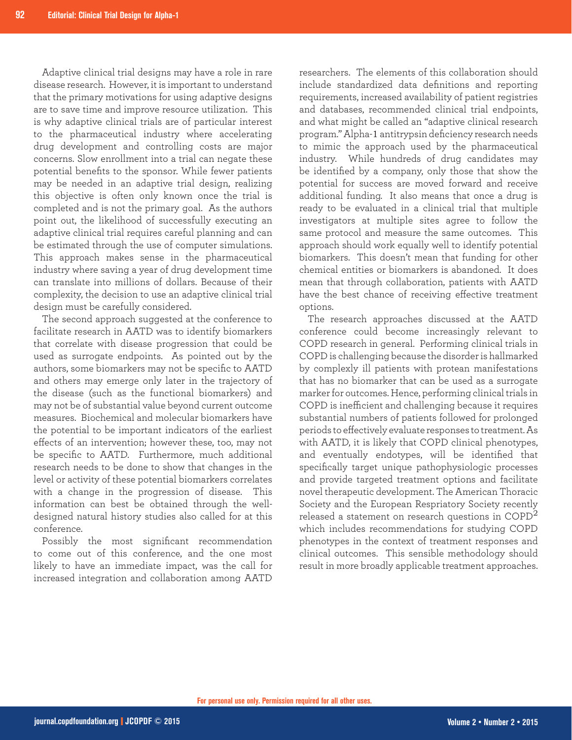Adaptive clinical trial designs may have a role in rare disease research. However, it is important to understand that the primary motivations for using adaptive designs are to save time and improve resource utilization. This is why adaptive clinical trials are of particular interest to the pharmaceutical industry where accelerating drug development and controlling costs are major concerns. Slow enrollment into a trial can negate these potential benefits to the sponsor. While fewer patients may be needed in an adaptive trial design, realizing this objective is often only known once the trial is completed and is not the primary goal. As the authors point out, the likelihood of successfully executing an adaptive clinical trial requires careful planning and can be estimated through the use of computer simulations. This approach makes sense in the pharmaceutical industry where saving a year of drug development time can translate into millions of dollars. Because of their complexity, the decision to use an adaptive clinical trial design must be carefully considered.

The second approach suggested at the conference to facilitate research in AATD was to identify biomarkers that correlate with disease progression that could be used as surrogate endpoints. As pointed out by the authors, some biomarkers may not be specific to AATD and others may emerge only later in the trajectory of the disease (such as the functional biomarkers) and may not be of substantial value beyond current outcome measures. Biochemical and molecular biomarkers have the potential to be important indicators of the earliest effects of an intervention; however these, too, may not be specific to AATD. Furthermore, much additional research needs to be done to show that changes in the level or activity of these potential biomarkers correlates with a change in the progression of disease. This information can best be obtained through the well-designed natural history studies also called for at this conference.

Possibly the most significant recommendation to come out of this conference, and the one most likely to have an immediate impact, was the call for increased integration and collaboration among AATD researchers. The elements of this collaboration should include standardized data definitions and reporting requirements, increased availability of patient registries and databases, recommended clinical trial endpoints, and what might be called an "adaptive clinical research program." Alpha-1 antitrypsin deficiency research needs to mimic the approach used by the pharmaceutical industry. While hundreds of drug candidates may be identified by a company, only those that show the potential for success are moved forward and receive additional funding. It also means that once a drug is ready to be evaluated in a clinical trial that multiple investigators at multiple sites agree to follow the same protocol and measure the same outcomes. This approach should work equally well to identify potential biomarkers. This doesn't mean that funding for other chemical entities or biomarkers is abandoned. It does mean that through collaboration, patients with AATD have the best chance of receiving effective treatment options.

The research approaches discussed at the AATD conference could become increasingly relevant to COPD research in general. Performing clinical trials in COPD is challenging because the disorder is hallmarked by complexly ill patients with protean manifestations that has no biomarker that can be used as a surrogate marker for outcomes. Hence, performing clinical trials in COPD is inefficient and challenging because it requires substantial numbers of patients followed for prolonged periods to effectively evaluate responses to treatment. As with AATD, it is likely that COPD clinical phenotypes, and eventually endotypes, will be identified that specifically target unique pathophysiologic processes and provide targeted treatment options and facilitate novel therapeutic development. The American Thoracic Society and the European Respriatory Society recently released a statement on research questions in COPD[2] which includes recommendations for studying COPD phenotypes in the context of treatment responses and clinical outcomes. This sensible methodology should result in more broadly applicable treatment approaches.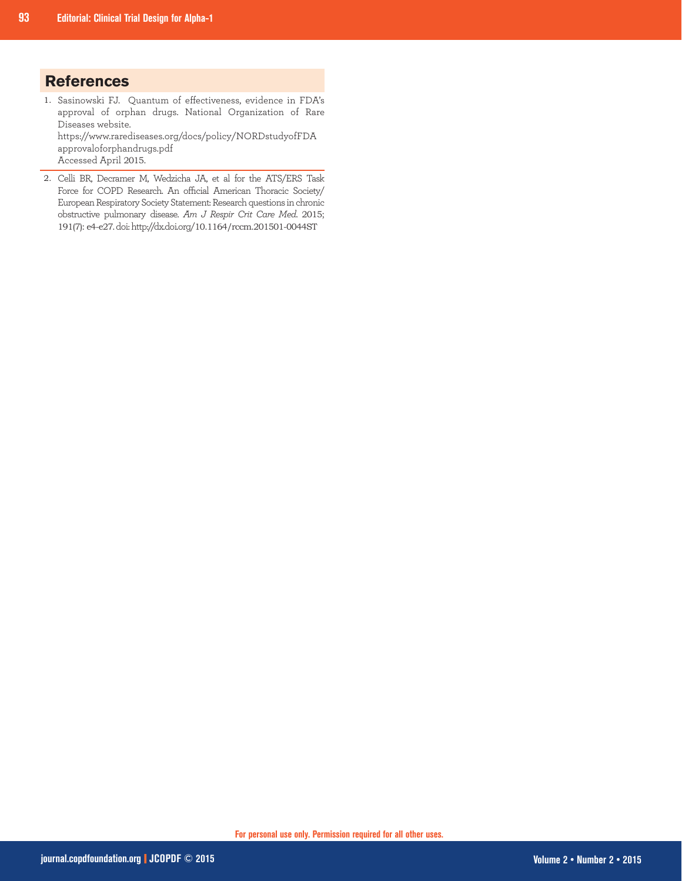## References

1. Sasinowski FJ. Quantum of effectiveness, evidence in FDA's approval of orphan drugs. National Organization of Rare Diseases website. https://www.rarediseases.org/docs/policy/NORDstudyofFDAapprovalofforphandrugs.pdf Accessed April 2015.
2. Celli BR, Decramer M, Wedzicha JA, et al for the ATS/ERS Task Force for COPD Research. An official American Thoracic Society/European Respiratory Society Statement: Research questions in chronic obstructive pulmonary disease. *Am J Respir Crit Care Med*. 2015; 191(7): e4-e27. doi: http://dx.doi.org/10.1164/rccm.201501-0044ST

For personal use only. Permission required for all other uses.